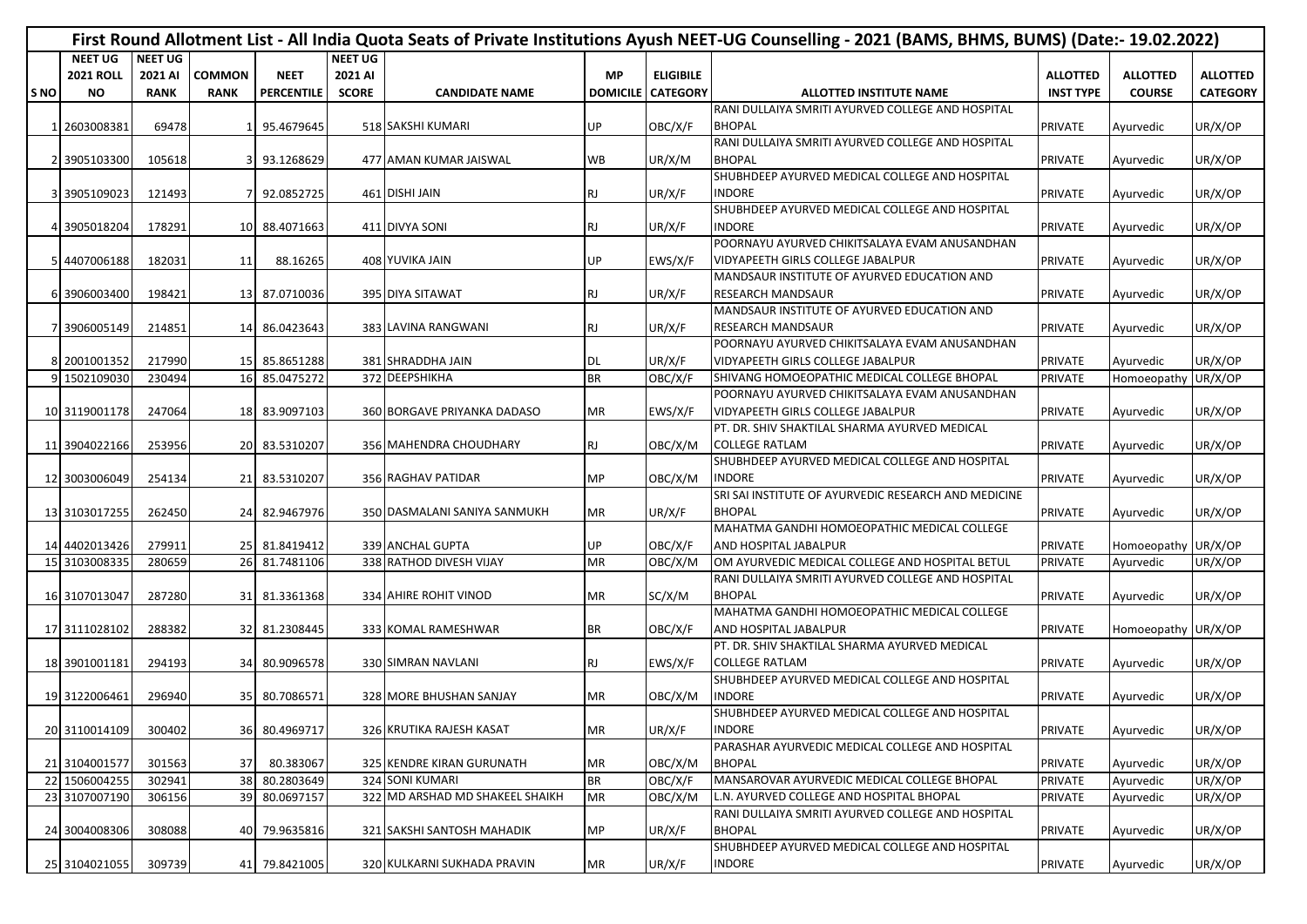# First Round Allotment List - All India Quota Seats of Private Institutions Ayush NEET-UG Counselling - 2021 (BAMS, BHMS, BUMS) (Date:- 19.02.2022)

| S NO | NEET UG 2021 ROLL NO | NEET UG 2021 AI RANK | COMMON RANK | NEET PERCENTILE | NEET UG 2021 AI SCORE | CANDIDATE NAME | MP DOMICILE | ELIGIBILE CATEGORY | ALLOTTED INSTITUTE NAME | ALLOTTED INST TYPE | ALLOTTED COURSE | ALLOTTED CATEGORY |
|---|---|---|---|---|---|---|---|---|---|---|---|---|
| 1 | 2603008381 | 69478 | 1 | 95.4679645 | 518 | SAKSHI KUMARI | UP | OBC/X/F | RANI DULLAIYA SMRITI AYURVED COLLEGE AND HOSPITAL BHOPAL | PRIVATE | Ayurvedic | UR/X/OP |
| 2 | 3905103300 | 105618 | 3 | 93.1268629 | 477 | AMAN KUMAR JAISWAL | WB | UR/X/M | RANI DULLAIYA SMRITI AYURVED COLLEGE AND HOSPITAL BHOPAL | PRIVATE | Ayurvedic | UR/X/OP |
| 3 | 3905109023 | 121493 | 7 | 92.0852725 | 461 | DISHI JAIN | RJ | UR/X/F | SHUBHDEEP AYURVED MEDICAL COLLEGE AND HOSPITAL INDORE | PRIVATE | Ayurvedic | UR/X/OP |
| 4 | 3905018204 | 178291 | 10 | 88.4071663 | 411 | DIVYA SONI | RJ | UR/X/F | SHUBHDEEP AYURVED MEDICAL COLLEGE AND HOSPITAL INDORE | PRIVATE | Ayurvedic | UR/X/OP |
| 5 | 4407006188 | 182031 | 11 | 88.16265 | 408 | YUVIKA JAIN | UP | EWS/X/F | POORNAYU AYURVED CHIKITSALAYA EVAM ANUSANDHAN VIDYAPEETH GIRLS COLLEGE JABALPUR | PRIVATE | Ayurvedic | UR/X/OP |
| 6 | 3906003400 | 198421 | 13 | 87.0710036 | 395 | DIYA SITAWAT | RJ | UR/X/F | MANDSAUR INSTITUTE OF AYURVED EDUCATION AND RESEARCH MANDSAUR | PRIVATE | Ayurvedic | UR/X/OP |
| 7 | 3906005149 | 214851 | 14 | 86.0423643 | 383 | LAVINA RANGWANI | RJ | UR/X/F | MANDSAUR INSTITUTE OF AYURVED EDUCATION AND RESEARCH MANDSAUR | PRIVATE | Ayurvedic | UR/X/OP |
| 8 | 2001001352 | 217990 | 15 | 85.8651288 | 381 | SHRADDHA JAIN | DL | UR/X/F | POORNAYU AYURVED CHIKITSALAYA EVAM ANUSANDHAN VIDYAPEETH GIRLS COLLEGE JABALPUR | PRIVATE | Ayurvedic | UR/X/OP |
| 9 | 1502109030 | 230494 | 16 | 85.0475272 | 372 | DEEPSHIKHA | BR | OBC/X/F | SHIVANG HOMOEOPATHIC MEDICAL COLLEGE BHOPAL | PRIVATE | Homoeopathy | UR/X/OP |
| 10 | 3119001178 | 247064 | 18 | 83.9097103 | 360 | BORGAVE PRIYANKA DADASO | MR | EWS/X/F | POORNAYU AYURVED CHIKITSALAYA EVAM ANUSANDHAN VIDYAPEETH GIRLS COLLEGE JABALPUR | PRIVATE | Ayurvedic | UR/X/OP |
| 11 | 3904022166 | 253956 | 20 | 83.5310207 | 356 | MAHENDRA CHOUDHARY | RJ | OBC/X/M | PT. DR. SHIV SHAKTILAL SHARMA AYURVED MEDICAL COLLEGE RATLAM | PRIVATE | Ayurvedic | UR/X/OP |
| 12 | 3003006049 | 254134 | 21 | 83.5310207 | 356 | RAGHAV PATIDAR | MP | OBC/X/M | SHUBHDEEP AYURVED MEDICAL COLLEGE AND HOSPITAL INDORE | PRIVATE | Ayurvedic | UR/X/OP |
| 13 | 3103017255 | 262450 | 24 | 82.9467976 | 350 | DASMALANI SANIYA SANMUKH | MR | UR/X/F | SRI SAI INSTITUTE OF AYURVEDIC RESEARCH AND MEDICINE BHOPAL | PRIVATE | Ayurvedic | UR/X/OP |
| 14 | 4402013426 | 279911 | 25 | 81.8419412 | 339 | ANCHAL GUPTA | UP | OBC/X/F | MAHATMA GANDHI HOMOEOPATHIC MEDICAL COLLEGE AND HOSPITAL JABALPUR | PRIVATE | Homoeopathy | UR/X/OP |
| 15 | 3103008335 | 280659 | 26 | 81.7481106 | 338 | RATHOD DIVESH VIJAY | MR | OBC/X/M | OM AYURVEDIC MEDICAL COLLEGE AND HOSPITAL BETUL | PRIVATE | Ayurvedic | UR/X/OP |
| 16 | 3107013047 | 287280 | 31 | 81.3361368 | 334 | AHIRE ROHIT VINOD | MR | SC/X/M | RANI DULLAIYA SMRITI AYURVED COLLEGE AND HOSPITAL BHOPAL | PRIVATE | Ayurvedic | UR/X/OP |
| 17 | 3111028102 | 288382 | 32 | 81.2308445 | 333 | KOMAL RAMESHWAR | BR | OBC/X/F | MAHATMA GANDHI HOMOEOPATHIC MEDICAL COLLEGE AND HOSPITAL JABALPUR | PRIVATE | Homoeopathy | UR/X/OP |
| 18 | 3901001181 | 294193 | 34 | 80.9096578 | 330 | SIMRAN NAVLANI | RJ | EWS/X/F | PT. DR. SHIV SHAKTILAL SHARMA AYURVED MEDICAL COLLEGE RATLAM | PRIVATE | Ayurvedic | UR/X/OP |
| 19 | 3122006461 | 296940 | 35 | 80.7086571 | 328 | MORE BHUSHAN SANJAY | MR | OBC/X/M | SHUBHDEEP AYURVED MEDICAL COLLEGE AND HOSPITAL INDORE | PRIVATE | Ayurvedic | UR/X/OP |
| 20 | 3110014109 | 300402 | 36 | 80.4969717 | 326 | KRUTIKA RAJESH KASAT | MR | UR/X/F | SHUBHDEEP AYURVED MEDICAL COLLEGE AND HOSPITAL INDORE | PRIVATE | Ayurvedic | UR/X/OP |
| 21 | 3104001577 | 301563 | 37 | 80.383067 | 325 | KENDRE KIRAN GURUNATH | MR | OBC/X/M | PARASHAR AYURVEDIC MEDICAL COLLEGE AND HOSPITAL BHOPAL | PRIVATE | Ayurvedic | UR/X/OP |
| 22 | 1506004255 | 302941 | 38 | 80.2803649 | 324 | SONI KUMARI | BR | OBC/X/F | MANSAROVAR AYURVEDIC MEDICAL COLLEGE BHOPAL | PRIVATE | Ayurvedic | UR/X/OP |
| 23 | 3107007190 | 306156 | 39 | 80.0697157 | 322 | MD ARSHAD MD SHAKEEL SHAIKH | MR | OBC/X/M | L.N. AYURVED COLLEGE AND HOSPITAL BHOPAL | PRIVATE | Ayurvedic | UR/X/OP |
| 24 | 3004008306 | 308088 | 40 | 79.9635816 | 321 | SAKSHI SANTOSH MAHADIK | MP | UR/X/F | RANI DULLAIYA SMRITI AYURVED COLLEGE AND HOSPITAL BHOPAL | PRIVATE | Ayurvedic | UR/X/OP |
| 25 | 3104021055 | 309739 | 41 | 79.8421005 | 320 | KULKARNI SUKHADA PRAVIN | MR | UR/X/F | SHUBHDEEP AYURVED MEDICAL COLLEGE AND HOSPITAL INDORE | PRIVATE | Ayurvedic | UR/X/OP |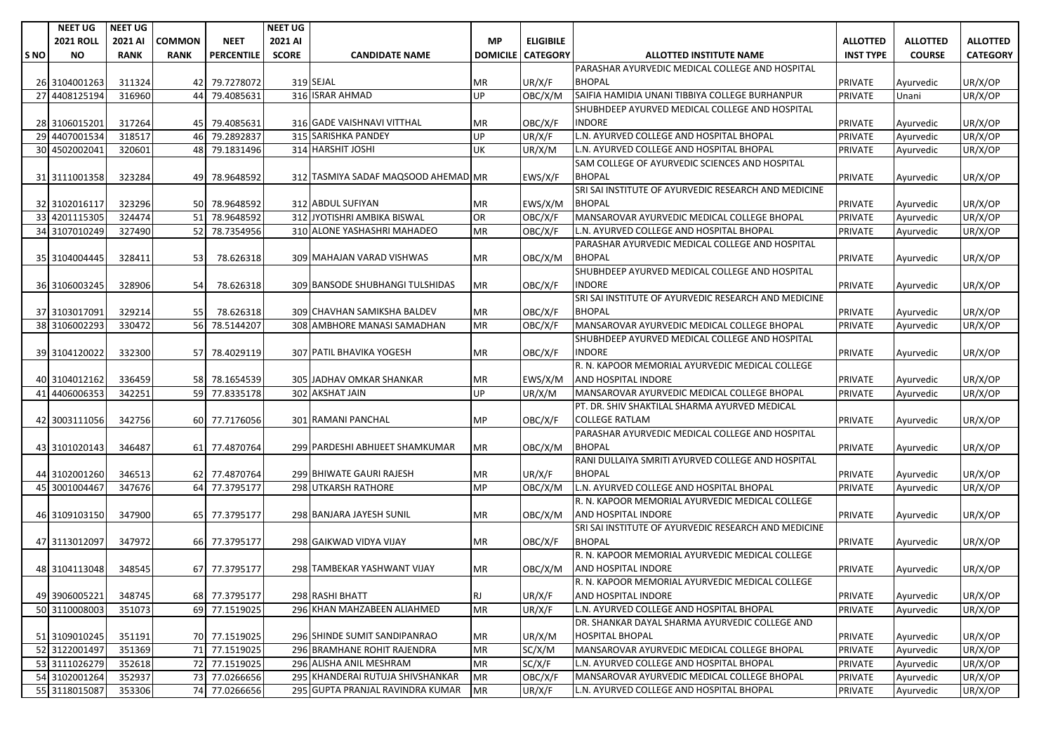| S NO | NEET UG 2021 ROLL NO | NEET UG 2021 AI RANK | COMMON RANK | NEET PERCENTILE | NEET UG 2021 AI SCORE | CANDIDATE NAME | MP DOMICILE | ELIGIBILE CATEGORY | ALLOTTED INSTITUTE NAME | ALLOTTED INST TYPE | ALLOTTED COURSE | ALLOTTED CATEGORY |
|---|---|---|---|---|---|---|---|---|---|---|---|---|
| 26 | 3104001263 | 311324 | 42 | 79.7278072 | 319 | SEJAL | MR | UR/X/F | PARASHAR AYURVEDIC MEDICAL COLLEGE AND HOSPITAL BHOPAL | PRIVATE | Ayurvedic | UR/X/OP |
| 27 | 4408125194 | 316960 | 44 | 79.4085631 | 316 | ISRAR AHMAD | UP | OBC/X/M | SAIFIA HAMIDIA UNANI TIBBIYA COLLEGE BURHANPUR | PRIVATE | Unani | UR/X/OP |
| 28 | 3106015201 | 317264 | 45 | 79.4085631 | 316 | GADE VAISHNAVI VITTHAL | MR | OBC/X/F | SHUBHDEEP AYURVED MEDICAL COLLEGE AND HOSPITAL INDORE | PRIVATE | Ayurvedic | UR/X/OP |
| 29 | 4407001534 | 318517 | 46 | 79.2892837 | 315 | SARISHKA PANDEY | UP | UR/X/F | L.N. AYURVED COLLEGE AND HOSPITAL BHOPAL | PRIVATE | Ayurvedic | UR/X/OP |
| 30 | 4502002041 | 320601 | 48 | 79.1831496 | 314 | HARSHIT JOSHI | UK | UR/X/M | L.N. AYURVED COLLEGE AND HOSPITAL BHOPAL | PRIVATE | Ayurvedic | UR/X/OP |
| 31 | 3111001358 | 323284 | 49 | 78.9648592 | 312 | TASMIYA SADAF MAQSOOD AHEMAD | MR | EWS/X/F | SAM COLLEGE OF AYURVEDIC SCIENCES AND HOSPITAL BHOPAL | PRIVATE | Ayurvedic | UR/X/OP |
| 32 | 3102016117 | 323296 | 50 | 78.9648592 | 312 | ABDUL SUFIYAN | MR | EWS/X/M | SRI SAI INSTITUTE OF AYURVEDIC RESEARCH AND MEDICINE BHOPAL | PRIVATE | Ayurvedic | UR/X/OP |
| 33 | 4201115305 | 324474 | 51 | 78.9648592 | 312 | JYOTISHRI AMBIKA BISWAL | OR | OBC/X/F | MANSAROVAR AYURVEDIC MEDICAL COLLEGE BHOPAL | PRIVATE | Ayurvedic | UR/X/OP |
| 34 | 3107010249 | 327490 | 52 | 78.7354956 | 310 | ALONE YASHASHRI MAHADEO | MR | OBC/X/F | L.N. AYURVED COLLEGE AND HOSPITAL BHOPAL | PRIVATE | Ayurvedic | UR/X/OP |
| 35 | 3104004445 | 328411 | 53 | 78.626318 | 309 | MAHAJAN VARAD VISHWAS | MR | OBC/X/M | PARASHAR AYURVEDIC MEDICAL COLLEGE AND HOSPITAL BHOPAL | PRIVATE | Ayurvedic | UR/X/OP |
| 36 | 3106003245 | 328906 | 54 | 78.626318 | 309 | BANSODE SHUBHANGI TULSHIDAS | MR | OBC/X/F | SHUBHDEEP AYURVED MEDICAL COLLEGE AND HOSPITAL INDORE | PRIVATE | Ayurvedic | UR/X/OP |
| 37 | 3103017091 | 329214 | 55 | 78.626318 | 309 | CHAVHAN SAMIKSHA BALDEV | MR | OBC/X/F | SRI SAI INSTITUTE OF AYURVEDIC RESEARCH AND MEDICINE BHOPAL | PRIVATE | Ayurvedic | UR/X/OP |
| 38 | 3106002293 | 330472 | 56 | 78.5144207 | 308 | AMBHORE MANASI SAMADHAN | MR | OBC/X/F | MANSAROVAR AYURVEDIC MEDICAL COLLEGE BHOPAL | PRIVATE | Ayurvedic | UR/X/OP |
| 39 | 3104120022 | 332300 | 57 | 78.4029119 | 307 | PATIL BHAVIKA YOGESH | MR | OBC/X/F | SHUBHDEEP AYURVED MEDICAL COLLEGE AND HOSPITAL INDORE | PRIVATE | Ayurvedic | UR/X/OP |
| 40 | 3104012162 | 336459 | 58 | 78.1654539 | 305 | JADHAV OMKAR SHANKAR | MR | EWS/X/M | R. N. KAPOOR MEMORIAL AYURVEDIC MEDICAL COLLEGE AND HOSPITAL INDORE | PRIVATE | Ayurvedic | UR/X/OP |
| 41 | 4406006353 | 342251 | 59 | 77.8335178 | 302 | AKSHAT JAIN | UP | UR/X/M | MANSAROVAR AYURVEDIC MEDICAL COLLEGE BHOPAL | PRIVATE | Ayurvedic | UR/X/OP |
| 42 | 3003111056 | 342756 | 60 | 77.7176056 | 301 | RAMANI PANCHAL | MP | OBC/X/F | PT. DR. SHIV SHAKTILAL SHARMA AYURVED MEDICAL COLLEGE RATLAM | PRIVATE | Ayurvedic | UR/X/OP |
| 43 | 3101020143 | 346487 | 61 | 77.4870764 | 299 | PARDESHI ABHIJEET SHAMKUMAR | MR | OBC/X/M | PARASHAR AYURVEDIC MEDICAL COLLEGE AND HOSPITAL BHOPAL | PRIVATE | Ayurvedic | UR/X/OP |
| 44 | 3102001260 | 346513 | 62 | 77.4870764 | 299 | BHIWATE GAURI RAJESH | MR | UR/X/F | RANI DULLAIYA SMRITI AYURVED COLLEGE AND HOSPITAL BHOPAL | PRIVATE | Ayurvedic | UR/X/OP |
| 45 | 3001004467 | 347676 | 64 | 77.3795177 | 298 | UTKARSH RATHORE | MP | OBC/X/M | L.N. AYURVED COLLEGE AND HOSPITAL BHOPAL | PRIVATE | Ayurvedic | UR/X/OP |
| 46 | 3109103150 | 347900 | 65 | 77.3795177 | 298 | BANJARA JAYESH SUNIL | MR | OBC/X/M | R. N. KAPOOR MEMORIAL AYURVEDIC MEDICAL COLLEGE AND HOSPITAL INDORE | PRIVATE | Ayurvedic | UR/X/OP |
| 47 | 3113012097 | 347972 | 66 | 77.3795177 | 298 | GAIKWAD VIDYA VIJAY | MR | OBC/X/F | SRI SAI INSTITUTE OF AYURVEDIC RESEARCH AND MEDICINE BHOPAL | PRIVATE | Ayurvedic | UR/X/OP |
| 48 | 3104113048 | 348545 | 67 | 77.3795177 | 298 | TAMBEKAR YASHWANT VIJAY | MR | OBC/X/M | R. N. KAPOOR MEMORIAL AYURVEDIC MEDICAL COLLEGE AND HOSPITAL INDORE | PRIVATE | Ayurvedic | UR/X/OP |
| 49 | 3906005221 | 348745 | 68 | 77.3795177 | 298 | RASHI BHATT | RJ | UR/X/F | R. N. KAPOOR MEMORIAL AYURVEDIC MEDICAL COLLEGE AND HOSPITAL INDORE | PRIVATE | Ayurvedic | UR/X/OP |
| 50 | 3110008003 | 351073 | 69 | 77.1519025 | 296 | KHAN MAHZABEEN ALIAHMED | MR | UR/X/F | L.N. AYURVED COLLEGE AND HOSPITAL BHOPAL | PRIVATE | Ayurvedic | UR/X/OP |
| 51 | 3109010245 | 351191 | 70 | 77.1519025 | 296 | SHINDE SUMIT SANDIPANRAO | MR | UR/X/M | DR. SHANKAR DAYAL SHARMA AYURVEDIC COLLEGE AND HOSPITAL BHOPAL | PRIVATE | Ayurvedic | UR/X/OP |
| 52 | 3122001497 | 351369 | 71 | 77.1519025 | 296 | BRAMHANE ROHIT RAJENDRA | MR | SC/X/M | MANSAROVAR AYURVEDIC MEDICAL COLLEGE BHOPAL | PRIVATE | Ayurvedic | UR/X/OP |
| 53 | 3111026279 | 352618 | 72 | 77.1519025 | 296 | ALISHA ANIL MESHRAM | MR | SC/X/F | L.N. AYURVED COLLEGE AND HOSPITAL BHOPAL | PRIVATE | Ayurvedic | UR/X/OP |
| 54 | 3102001264 | 352937 | 73 | 77.0266656 | 295 | KHANDERAI RUTUJA SHIVSHANKAR | MR | OBC/X/F | MANSAROVAR AYURVEDIC MEDICAL COLLEGE BHOPAL | PRIVATE | Ayurvedic | UR/X/OP |
| 55 | 3118015087 | 353306 | 74 | 77.0266656 | 295 | GUPTA PRANJAL RAVINDRA KUMAR | MR | UR/X/F | L.N. AYURVED COLLEGE AND HOSPITAL BHOPAL | PRIVATE | Ayurvedic | UR/X/OP |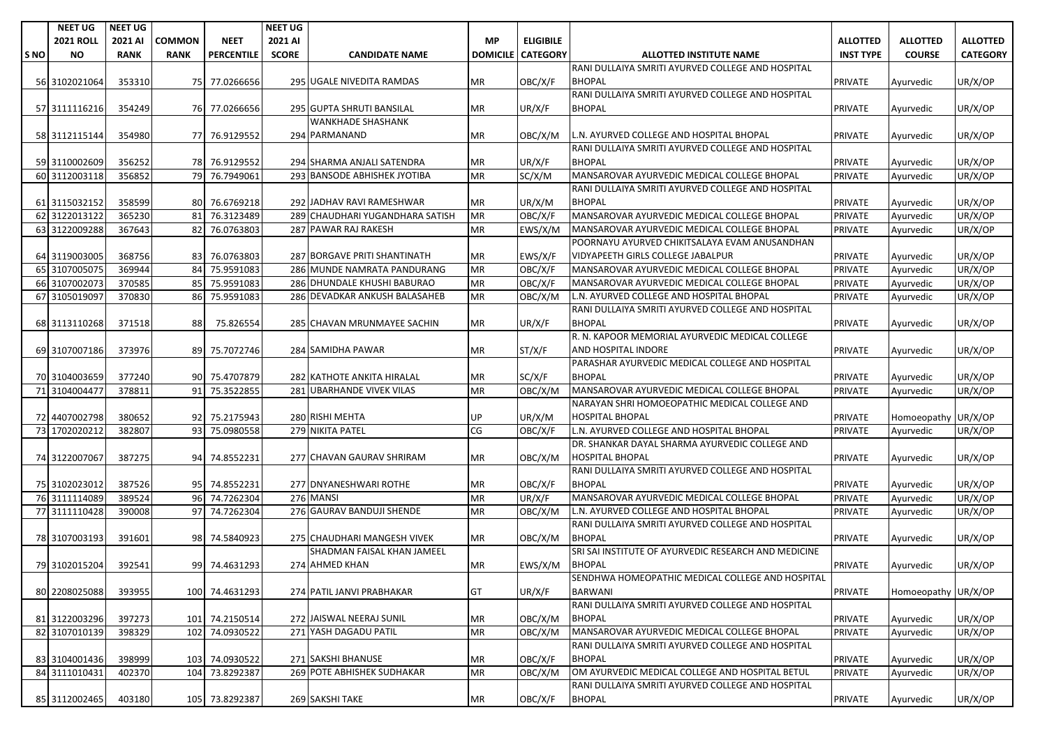| S NO | NEET UG 2021 ROLL NO | NEET UG 2021 AI RANK | COMMON RANK | NEET PERCENTILE | NEET UG 2021 AI SCORE | CANDIDATE NAME | MP DOMICILE | ELIGIBILE CATEGORY | ALLOTTED INSTITUTE NAME | ALLOTTED INST TYPE | ALLOTTED COURSE | ALLOTTED CATEGORY |
|---|---|---|---|---|---|---|---|---|---|---|---|---|
| 56 | 3102021064 | 353310 | 75 | 77.0266656 | 295 | UGALE NIVEDITA RAMDAS | MR | OBC/X/F | RANI DULLAIYA SMRITI AYURVED COLLEGE AND HOSPITAL BHOPAL | PRIVATE | Ayurvedic | UR/X/OP |
| 57 | 3111116216 | 354249 | 76 | 77.0266656 | 295 | GUPTA SHRUTI BANSILAL | MR | UR/X/F | RANI DULLAIYA SMRITI AYURVED COLLEGE AND HOSPITAL BHOPAL | PRIVATE | Ayurvedic | UR/X/OP |
| 58 | 3112115144 | 354980 | 77 | 76.9129552 | 294 | WANKHADE SHASHANK PARMANAND | MR | OBC/X/M | L.N. AYURVED COLLEGE AND HOSPITAL BHOPAL | PRIVATE | Ayurvedic | UR/X/OP |
| 59 | 3110002609 | 356252 | 78 | 76.9129552 | 294 | SHARMA ANJALI SATENDRA | MR | UR/X/F | RANI DULLAIYA SMRITI AYURVED COLLEGE AND HOSPITAL BHOPAL | PRIVATE | Ayurvedic | UR/X/OP |
| 60 | 3112003118 | 356852 | 79 | 76.7949061 | 293 | BANSODE ABHISHEK JYOTIBA | MR | SC/X/M | MANSAROVAR AYURVEDIC MEDICAL COLLEGE BHOPAL | PRIVATE | Ayurvedic | UR/X/OP |
| 61 | 3115032152 | 358599 | 80 | 76.6769218 | 292 | JADHAV RAVI RAMESHWAR | MR | UR/X/M | RANI DULLAIYA SMRITI AYURVED COLLEGE AND HOSPITAL BHOPAL | PRIVATE | Ayurvedic | UR/X/OP |
| 62 | 3122013122 | 365230 | 81 | 76.3123489 | 289 | CHAUDHARI YUGANDHARA SATISH | MR | OBC/X/F | MANSAROVAR AYURVEDIC MEDICAL COLLEGE BHOPAL | PRIVATE | Ayurvedic | UR/X/OP |
| 63 | 3122009288 | 367643 | 82 | 76.0763803 | 287 | PAWAR RAJ RAKESH | MR | EWS/X/M | MANSAROVAR AYURVEDIC MEDICAL COLLEGE BHOPAL | PRIVATE | Ayurvedic | UR/X/OP |
| 64 | 3119003005 | 368756 | 83 | 76.0763803 | 287 | BORGAVE PRITI SHANTINATH | MR | EWS/X/F | POORNAYU AYURVED CHIKITSALAYA EVAM ANUSANDHAN VIDYAPEETH GIRLS COLLEGE JABALPUR | PRIVATE | Ayurvedic | UR/X/OP |
| 65 | 3107005075 | 369944 | 84 | 75.9591083 | 286 | MUNDE NAMRATA PANDURANG | MR | OBC/X/F | MANSAROVAR AYURVEDIC MEDICAL COLLEGE BHOPAL | PRIVATE | Ayurvedic | UR/X/OP |
| 66 | 3107002073 | 370585 | 85 | 75.9591083 | 286 | DHUNDALE KHUSHI BABURAO | MR | OBC/X/F | MANSAROVAR AYURVEDIC MEDICAL COLLEGE BHOPAL | PRIVATE | Ayurvedic | UR/X/OP |
| 67 | 3105019097 | 370830 | 86 | 75.9591083 | 286 | DEVADKAR ANKUSH BALASAHEB | MR | OBC/X/M | L.N. AYURVED COLLEGE AND HOSPITAL BHOPAL | PRIVATE | Ayurvedic | UR/X/OP |
| 68 | 3113110268 | 371518 | 88 | 75.826554 | 285 | CHAVAN MRUNMAYEE SACHIN | MR | UR/X/F | RANI DULLAIYA SMRITI AYURVED COLLEGE AND HOSPITAL BHOPAL | PRIVATE | Ayurvedic | UR/X/OP |
| 69 | 3107007186 | 373976 | 89 | 75.7072746 | 284 | SAMIDHA PAWAR | MR | ST/X/F | R. N. KAPOOR MEMORIAL AYURVEDIC MEDICAL COLLEGE AND HOSPITAL INDORE | PRIVATE | Ayurvedic | UR/X/OP |
| 70 | 3104003659 | 377240 | 90 | 75.4707879 | 282 | KATHOTE ANKITA HIRALAL | MR | SC/X/F | PARASHAR AYURVEDIC MEDICAL COLLEGE AND HOSPITAL BHOPAL | PRIVATE | Ayurvedic | UR/X/OP |
| 71 | 3104004477 | 378811 | 91 | 75.3522855 | 281 | UBARHANDE VIVEK VILAS | MR | OBC/X/M | MANSAROVAR AYURVEDIC MEDICAL COLLEGE BHOPAL | PRIVATE | Ayurvedic | UR/X/OP |
| 72 | 4407002798 | 380652 | 92 | 75.2175943 | 280 | RISHI MEHTA | UP | UR/X/M | NARAYAN SHRI HOMOEOPATHIC MEDICAL COLLEGE AND HOSPITAL BHOPAL | PRIVATE | Homoeopathy | UR/X/OP |
| 73 | 1702020212 | 382807 | 93 | 75.0980558 | 279 | NIKITA PATEL | CG | OBC/X/F | L.N. AYURVED COLLEGE AND HOSPITAL BHOPAL | PRIVATE | Ayurvedic | UR/X/OP |
| 74 | 3122007067 | 387275 | 94 | 74.8552231 | 277 | CHAVAN GAURAV SHRIRAM | MR | OBC/X/M | DR. SHANKAR DAYAL SHARMA AYURVEDIC COLLEGE AND HOSPITAL BHOPAL | PRIVATE | Ayurvedic | UR/X/OP |
| 75 | 3102023012 | 387526 | 95 | 74.8552231 | 277 | DNYANESHWARI ROTHE | MR | OBC/X/F | RANI DULLAIYA SMRITI AYURVED COLLEGE AND HOSPITAL BHOPAL | PRIVATE | Ayurvedic | UR/X/OP |
| 76 | 3111114089 | 389524 | 96 | 74.7262304 | 276 | MANSI | MR | UR/X/F | MANSAROVAR AYURVEDIC MEDICAL COLLEGE BHOPAL | PRIVATE | Ayurvedic | UR/X/OP |
| 77 | 3111110428 | 390008 | 97 | 74.7262304 | 276 | GAURAV BANDUJI SHENDE | MR | OBC/X/M | L.N. AYURVED COLLEGE AND HOSPITAL BHOPAL | PRIVATE | Ayurvedic | UR/X/OP |
| 78 | 3107003193 | 391601 | 98 | 74.5840923 | 275 | CHAUDHARI MANGESH VIVEK | MR | OBC/X/M | RANI DULLAIYA SMRITI AYURVED COLLEGE AND HOSPITAL BHOPAL | PRIVATE | Ayurvedic | UR/X/OP |
| 79 | 3102015204 | 392541 | 99 | 74.4631293 | 274 | SHADMAN FAISAL KHAN JAMEEL AHMED KHAN | MR | EWS/X/M | SRI SAI INSTITUTE OF AYURVEDIC RESEARCH AND MEDICINE BHOPAL | PRIVATE | Ayurvedic | UR/X/OP |
| 80 | 2208025088 | 393955 | 100 | 74.4631293 | 274 | PATIL JANVI PRABHAKAR | GT | UR/X/F | SENDHWA HOMEOPATHIC MEDICAL COLLEGE AND HOSPITAL BARWANI | PRIVATE | Homoeopathy | UR/X/OP |
| 81 | 3122003296 | 397273 | 101 | 74.2150514 | 272 | JAISWAL NEERAJ SUNIL | MR | OBC/X/M | RANI DULLAIYA SMRITI AYURVED COLLEGE AND HOSPITAL BHOPAL | PRIVATE | Ayurvedic | UR/X/OP |
| 82 | 3107010139 | 398329 | 102 | 74.0930522 | 271 | YASH DAGADU PATIL | MR | OBC/X/M | MANSAROVAR AYURVEDIC MEDICAL COLLEGE BHOPAL | PRIVATE | Ayurvedic | UR/X/OP |
| 83 | 3104001436 | 398999 | 103 | 74.0930522 | 271 | SAKSHI BHANUSE | MR | OBC/X/F | RANI DULLAIYA SMRITI AYURVED COLLEGE AND HOSPITAL BHOPAL | PRIVATE | Ayurvedic | UR/X/OP |
| 84 | 3111010431 | 402370 | 104 | 73.8292387 | 269 | POTE ABHISHEK SUDHAKAR | MR | OBC/X/M | OM AYURVEDIC MEDICAL COLLEGE AND HOSPITAL BETUL | PRIVATE | Ayurvedic | UR/X/OP |
| 85 | 3112002465 | 403180 | 105 | 73.8292387 | 269 | SAKSHI TAKE | MR | OBC/X/F | RANI DULLAIYA SMRITI AYURVED COLLEGE AND HOSPITAL BHOPAL | PRIVATE | Ayurvedic | UR/X/OP |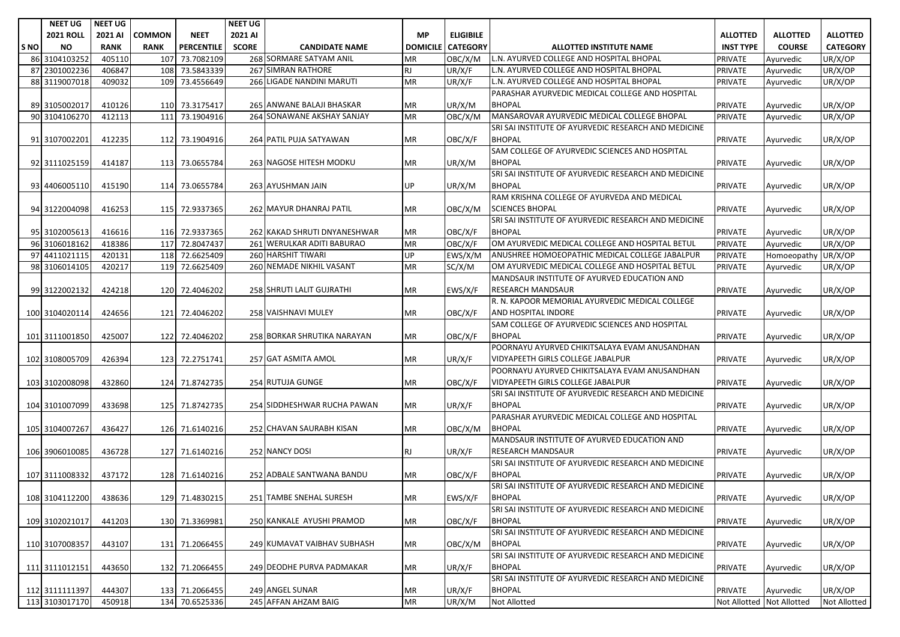| S NO | NEET UG 2021 ROLL NO | NEET UG 2021 AI RANK | COMMON RANK | NEET PERCENTILE | NEET UG 2021 AI SCORE | CANDIDATE NAME | MP DOMICILE | ELIGIBILE CATEGORY | ALLOTTED INSTITUTE NAME | ALLOTTED INST TYPE | ALLOTTED COURSE | ALLOTTED CATEGORY |
|---|---|---|---|---|---|---|---|---|---|---|---|---|
| 86 | 3104103252 | 405110 | 107 | 73.7082109 | 268 | SORMARE SATYAM ANIL | MR | OBC/X/M | L.N. AYURVED COLLEGE AND HOSPITAL BHOPAL | PRIVATE | Ayurvedic | UR/X/OP |
| 87 | 2301002236 | 406847 | 108 | 73.5843339 | 267 | SIMRAN RATHORE | RJ | UR/X/F | L.N. AYURVED COLLEGE AND HOSPITAL BHOPAL | PRIVATE | Ayurvedic | UR/X/OP |
| 88 | 3119007018 | 409032 | 109 | 73.4556649 | 266 | LIGADE NANDINI MARUTI | MR | UR/X/F | L.N. AYURVED COLLEGE AND HOSPITAL BHOPAL | PRIVATE | Ayurvedic | UR/X/OP |
| 89 | 3105002017 | 410126 | 110 | 73.3175417 | 265 | ANWANE BALAJI BHASKAR | MR | UR/X/M | PARASHAR AYURVEDIC MEDICAL COLLEGE AND HOSPITAL BHOPAL | PRIVATE | Ayurvedic | UR/X/OP |
| 90 | 3104106270 | 412113 | 111 | 73.1904916 | 264 | SONAWANE AKSHAY SANJAY | MR | OBC/X/M | MANSAROVAR AYURVEDIC MEDICAL COLLEGE BHOPAL | PRIVATE | Ayurvedic | UR/X/OP |
| 91 | 3107002201 | 412235 | 112 | 73.1904916 | 264 | PATIL PUJA SATYAWAN | MR | OBC/X/F | SRI SAI INSTITUTE OF AYURVEDIC RESEARCH AND MEDICINE BHOPAL | PRIVATE | Ayurvedic | UR/X/OP |
| 92 | 3111025159 | 414187 | 113 | 73.0655784 | 263 | NAGOSE HITESH MODKU | MR | UR/X/M | SAM COLLEGE OF AYURVEDIC SCIENCES AND HOSPITAL BHOPAL | PRIVATE | Ayurvedic | UR/X/OP |
| 93 | 4406005110 | 415190 | 114 | 73.0655784 | 263 | AYUSHMAN JAIN | UP | UR/X/M | SRI SAI INSTITUTE OF AYURVEDIC RESEARCH AND MEDICINE BHOPAL | PRIVATE | Ayurvedic | UR/X/OP |
| 94 | 3122004098 | 416253 | 115 | 72.9337365 | 262 | MAYUR DHANRAJ PATIL | MR | OBC/X/M | RAM KRISHNA COLLEGE OF AYURVEDA AND MEDICAL SCIENCES BHOPAL | PRIVATE | Ayurvedic | UR/X/OP |
| 95 | 3102005613 | 416616 | 116 | 72.9337365 | 262 | KAKAD SHRUTI DNYANESHWAR | MR | OBC/X/F | SRI SAI INSTITUTE OF AYURVEDIC RESEARCH AND MEDICINE BHOPAL | PRIVATE | Ayurvedic | UR/X/OP |
| 96 | 3106018162 | 418386 | 117 | 72.8047437 | 261 | WERULKAR ADITI BABURAO | MR | OBC/X/F | OM AYURVEDIC MEDICAL COLLEGE AND HOSPITAL BETUL | PRIVATE | Ayurvedic | UR/X/OP |
| 97 | 4411021115 | 420131 | 118 | 72.6625409 | 260 | HARSHIT TIWARI | UP | EWS/X/M | ANUSHREE HOMOEOPATHIC MEDICAL COLLEGE JABALPUR | PRIVATE | Homoeopathy | UR/X/OP |
| 98 | 3106014105 | 420217 | 119 | 72.6625409 | 260 | NEMADE NIKHIL VASANT | MR | SC/X/M | OM AYURVEDIC MEDICAL COLLEGE AND HOSPITAL BETUL | PRIVATE | Ayurvedic | UR/X/OP |
| 99 | 3122002132 | 424218 | 120 | 72.4046202 | 258 | SHRUTI LALIT GUJRATHI | MR | EWS/X/F | MANDSAUR INSTITUTE OF AYURVED EDUCATION AND RESEARCH MANDSAUR | PRIVATE | Ayurvedic | UR/X/OP |
| 100 | 3104020114 | 424656 | 121 | 72.4046202 | 258 | VAISHNAVI MULEY | MR | OBC/X/F | R. N. KAPOOR MEMORIAL AYURVEDIC MEDICAL COLLEGE AND HOSPITAL INDORE | PRIVATE | Ayurvedic | UR/X/OP |
| 101 | 3111001850 | 425007 | 122 | 72.4046202 | 258 | BORKAR SHRUTIKA NARAYAN | MR | OBC/X/F | SAM COLLEGE OF AYURVEDIC SCIENCES AND HOSPITAL BHOPAL | PRIVATE | Ayurvedic | UR/X/OP |
| 102 | 3108005709 | 426394 | 123 | 72.2751741 | 257 | GAT ASMITA AMOL | MR | UR/X/F | POORNAYU AYURVED CHIKITSALAYA EVAM ANUSANDHAN VIDYAPEETH GIRLS COLLEGE JABALPUR | PRIVATE | Ayurvedic | UR/X/OP |
| 103 | 3102008098 | 432860 | 124 | 71.8742735 | 254 | RUTUJA GUNGE | MR | OBC/X/F | POORNAYU AYURVED CHIKITSALAYA EVAM ANUSANDHAN VIDYAPEETH GIRLS COLLEGE JABALPUR | PRIVATE | Ayurvedic | UR/X/OP |
| 104 | 3101007099 | 433698 | 125 | 71.8742735 | 254 | SIDDHESHWAR RUCHA PAWAN | MR | UR/X/F | SRI SAI INSTITUTE OF AYURVEDIC RESEARCH AND MEDICINE BHOPAL | PRIVATE | Ayurvedic | UR/X/OP |
| 105 | 3104007267 | 436427 | 126 | 71.6140216 | 252 | CHAVAN SAURABH KISAN | MR | OBC/X/M | PARASHAR AYURVEDIC MEDICAL COLLEGE AND HOSPITAL BHOPAL | PRIVATE | Ayurvedic | UR/X/OP |
| 106 | 3906010085 | 436728 | 127 | 71.6140216 | 252 | NANCY DOSI | RJ | UR/X/F | MANDSAUR INSTITUTE OF AYURVED EDUCATION AND RESEARCH MANDSAUR | PRIVATE | Ayurvedic | UR/X/OP |
| 107 | 3111008332 | 437172 | 128 | 71.6140216 | 252 | ADBALE SANTWANA BANDU | MR | OBC/X/F | SRI SAI INSTITUTE OF AYURVEDIC RESEARCH AND MEDICINE BHOPAL | PRIVATE | Ayurvedic | UR/X/OP |
| 108 | 3104112200 | 438636 | 129 | 71.4830215 | 251 | TAMBE SNEHAL SURESH | MR | EWS/X/F | SRI SAI INSTITUTE OF AYURVEDIC RESEARCH AND MEDICINE BHOPAL | PRIVATE | Ayurvedic | UR/X/OP |
| 109 | 3102021017 | 441203 | 130 | 71.3369981 | 250 | KANKALE AYUSHI PRAMOD | MR | OBC/X/F | SRI SAI INSTITUTE OF AYURVEDIC RESEARCH AND MEDICINE BHOPAL | PRIVATE | Ayurvedic | UR/X/OP |
| 110 | 3107008357 | 443107 | 131 | 71.2066455 | 249 | KUMAVAT VAIBHAV SUBHASH | MR | OBC/X/M | SRI SAI INSTITUTE OF AYURVEDIC RESEARCH AND MEDICINE BHOPAL | PRIVATE | Ayurvedic | UR/X/OP |
| 111 | 3111012151 | 443650 | 132 | 71.2066455 | 249 | DEODHE PURVA PADMAKAR | MR | UR/X/F | SRI SAI INSTITUTE OF AYURVEDIC RESEARCH AND MEDICINE BHOPAL | PRIVATE | Ayurvedic | UR/X/OP |
| 112 | 3111111397 | 444307 | 133 | 71.2066455 | 249 | ANGEL SUNAR | MR | UR/X/F | SRI SAI INSTITUTE OF AYURVEDIC RESEARCH AND MEDICINE BHOPAL | PRIVATE | Ayurvedic | UR/X/OP |
| 113 | 3103017170 | 450918 | 134 | 70.6525336 | 245 | AFFAN AHZAM BAIG | MR | UR/X/M | Not Allotted | Not Allotted | Not Allotted | Not Allotted |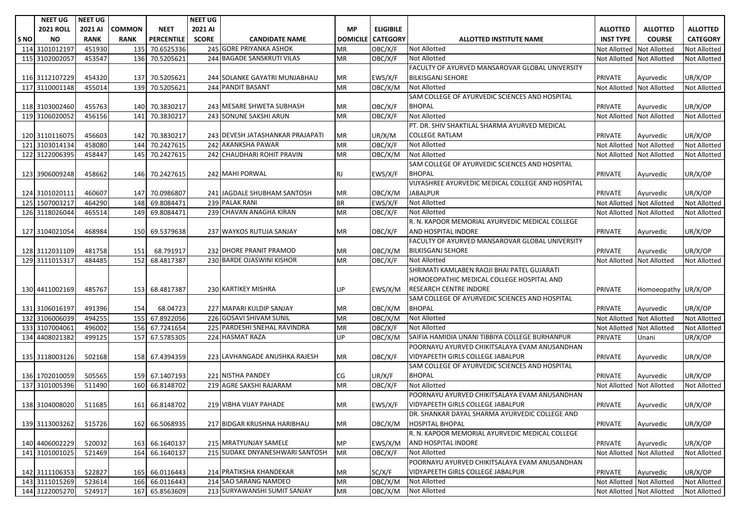| S NO | NEET UG 2021 ROLL NO | NEET UG 2021 AI RANK | COMMON RANK | NEET PERCENTILE | NEET UG 2021 AI SCORE | CANDIDATE NAME | MP DOMICILE | ELIGIBILE CATEGORY | ALLOTTED INSTITUTE NAME | ALLOTTED INST TYPE | ALLOTTED COURSE | ALLOTTED CATEGORY |
|---|---|---|---|---|---|---|---|---|---|---|---|---|
| 114 | 3101012197 | 451930 | 135 | 70.6525336 | 245 | GORE PRIYANKA ASHOK | MR | OBC/X/F | Not Allotted | Not Allotted | Not Allotted | Not Allotted |
| 115 | 3102002057 | 453547 | 136 | 70.5205621 | 244 | BAGADE SANSKRUTI VILAS | MR | OBC/X/F | Not Allotted | Not Allotted | Not Allotted | Not Allotted |
| 116 | 3112107229 | 454320 | 137 | 70.5205621 | 244 | SOLANKE GAYATRI MUNJABHAU | MR | EWS/X/F | FACULTY OF AYURVED MANSAROVAR GLOBAL UNIVERSITY BILKISGANJ SEHORE | PRIVATE | Ayurvedic | UR/X/OP |
| 117 | 3110001148 | 455014 | 139 | 70.5205621 | 244 | PANDIT BASANT | MR | OBC/X/M | Not Allotted | Not Allotted | Not Allotted | Not Allotted |
| 118 | 3103002460 | 455763 | 140 | 70.3830217 | 243 | MESARE SHWETA SUBHASH | MR | OBC/X/F | SAM COLLEGE OF AYURVEDIC SCIENCES AND HOSPITAL BHOPAL | PRIVATE | Ayurvedic | UR/X/OP |
| 119 | 3106020052 | 456156 | 141 | 70.3830217 | 243 | SONUNE SAKSHI ARUN | MR | OBC/X/F | Not Allotted | Not Allotted | Not Allotted | Not Allotted |
| 120 | 3110116075 | 456603 | 142 | 70.3830217 | 243 | DEVESH JATASHANKAR PRAJAPATI | MR | UR/X/M | PT. DR. SHIV SHAKTILAL SHARMA AYURVED MEDICAL COLLEGE RATLAM | PRIVATE | Ayurvedic | UR/X/OP |
| 121 | 3103014134 | 458080 | 144 | 70.2427615 | 242 | AKANKSHA PAWAR | MR | OBC/X/F | Not Allotted | Not Allotted | Not Allotted | Not Allotted |
| 122 | 3122006395 | 458447 | 145 | 70.2427615 | 242 | CHAUDHARI ROHIT PRAVIN | MR | OBC/X/M | Not Allotted | Not Allotted | Not Allotted | Not Allotted |
| 123 | 3906009248 | 458662 | 146 | 70.2427615 | 242 | MAHI PORWAL | RJ | EWS/X/F | SAM COLLEGE OF AYURVEDIC SCIENCES AND HOSPITAL BHOPAL | PRIVATE | Ayurvedic | UR/X/OP |
| 124 | 3101020111 | 460607 | 147 | 70.0986807 | 241 | JAGDALE SHUBHAM SANTOSH | MR | OBC/X/M | VIJYASHREE AYURVEDIC MEDICAL COLLEGE AND HOSPITAL JABALPUR | PRIVATE | Ayurvedic | UR/X/OP |
| 125 | 1507003217 | 464290 | 148 | 69.8084471 | 239 | PALAK RANI | BR | EWS/X/F | Not Allotted | Not Allotted | Not Allotted | Not Allotted |
| 126 | 3118026044 | 465514 | 149 | 69.8084471 | 239 | CHAVAN ANAGHA KIRAN | MR | OBC/X/F | Not Allotted | Not Allotted | Not Allotted | Not Allotted |
| 127 | 3104021054 | 468984 | 150 | 69.5379638 | 237 | WAYKOS RUTUJA SANJAY | MR | OBC/X/F | R. N. KAPOOR MEMORIAL AYURVEDIC MEDICAL COLLEGE AND HOSPITAL INDORE | PRIVATE | Ayurvedic | UR/X/OP |
| 128 | 3112031109 | 481758 | 151 | 68.791917 | 232 | DHORE PRANIT PRAMOD | MR | OBC/X/M | FACULTY OF AYURVED MANSAROVAR GLOBAL UNIVERSITY BILKISGANJ SEHORE | PRIVATE | Ayurvedic | UR/X/OP |
| 129 | 3111015317 | 484485 | 152 | 68.4817387 | 230 | BARDE OJASWINI KISHOR | MR | OBC/X/F | Not Allotted | Not Allotted | Not Allotted | Not Allotted |
| 130 | 4411002169 | 485767 | 153 | 68.4817387 | 230 | KARTIKEY MISHRA | UP | EWS/X/M | SHRIMATI KAMLABEN RAOJI BHAI PATEL GUJARATI HOMOEOPATHIC MEDICAL COLLEGE HOSPITAL AND RESEARCH CENTRE INDORE | PRIVATE | Homoeopathy | UR/X/OP |
| 131 | 3106016197 | 491396 | 154 | 68.04723 | 227 | MAPARI KULDIP SANJAY | MR | OBC/X/M | SAM COLLEGE OF AYURVEDIC SCIENCES AND HOSPITAL BHOPAL | PRIVATE | Ayurvedic | UR/X/OP |
| 132 | 3106006039 | 494255 | 155 | 67.8922056 | 226 | GOSAVI SHIVAM SUNIL | MR | OBC/X/M | Not Allotted | Not Allotted | Not Allotted | Not Allotted |
| 133 | 3107004061 | 496002 | 156 | 67.7241654 | 225 | PARDESHI SNEHAL RAVINDRA | MR | OBC/X/F | Not Allotted | Not Allotted | Not Allotted | Not Allotted |
| 134 | 4408021382 | 499125 | 157 | 67.5785305 | 224 | HASMAT RAZA | UP | OBC/X/M | SAIFIA HAMIDIA UNANI TIBBIYA COLLEGE BURHANPUR | PRIVATE | Unani | UR/X/OP |
| 135 | 3118003126 | 502168 | 158 | 67.4394359 | 223 | LAVHANGADE ANUSHKA RAJESH | MR | OBC/X/F | POORNAYU AYURVED CHIKITSALAYA EVAM ANUSANDHAN VIDYAPEETH GIRLS COLLEGE JABALPUR | PRIVATE | Ayurvedic | UR/X/OP |
| 136 | 1702010059 | 505565 | 159 | 67.1407193 | 221 | NISTHA PANDEY | CG | UR/X/F | SAM COLLEGE OF AYURVEDIC SCIENCES AND HOSPITAL BHOPAL | PRIVATE | Ayurvedic | UR/X/OP |
| 137 | 3101005396 | 511490 | 160 | 66.8148702 | 219 | AGRE SAKSHI RAJARAM | MR | OBC/X/F | Not Allotted | Not Allotted | Not Allotted | Not Allotted |
| 138 | 3104008020 | 511685 | 161 | 66.8148702 | 219 | VIBHA VIJAY PAHADE | MR | EWS/X/F | POORNAYU AYURVED CHIKITSALAYA EVAM ANUSANDHAN VIDYAPEETH GIRLS COLLEGE JABALPUR | PRIVATE | Ayurvedic | UR/X/OP |
| 139 | 3113003262 | 515726 | 162 | 66.5068935 | 217 | BIDGAR KRUSHNA HARIBHAU | MR | OBC/X/M | DR. SHANKAR DAYAL SHARMA AYURVEDIC COLLEGE AND HOSPITAL BHOPAL | PRIVATE | Ayurvedic | UR/X/OP |
| 140 | 4406002229 | 520032 | 163 | 66.1640137 | 215 | MRATYUNJAY SAMELE | MP | EWS/X/M | R. N. KAPOOR MEMORIAL AYURVEDIC MEDICAL COLLEGE AND HOSPITAL INDORE | PRIVATE | Ayurvedic | UR/X/OP |
| 141 | 3101001025 | 521469 | 164 | 66.1640137 | 215 | SUDAKE DNYANESHWARI SANTOSH | MR | OBC/X/F | Not Allotted | Not Allotted | Not Allotted | Not Allotted |
| 142 | 3111106353 | 522827 | 165 | 66.0116443 | 214 | PRATIKSHA KHANDEKAR | MR | SC/X/F | POORNAYU AYURVED CHIKITSALAYA EVAM ANUSANDHAN VIDYAPEETH GIRLS COLLEGE JABALPUR | PRIVATE | Ayurvedic | UR/X/OP |
| 143 | 3111015269 | 523614 | 166 | 66.0116443 | 214 | SAO SARANG NAMDEO | MR | OBC/X/M | Not Allotted | Not Allotted | Not Allotted | Not Allotted |
| 144 | 3122005270 | 524917 | 167 | 65.8563609 | 213 | SURYAWANSHI SUMIT SANJAY | MR | OBC/X/M | Not Allotted | Not Allotted | Not Allotted | Not Allotted |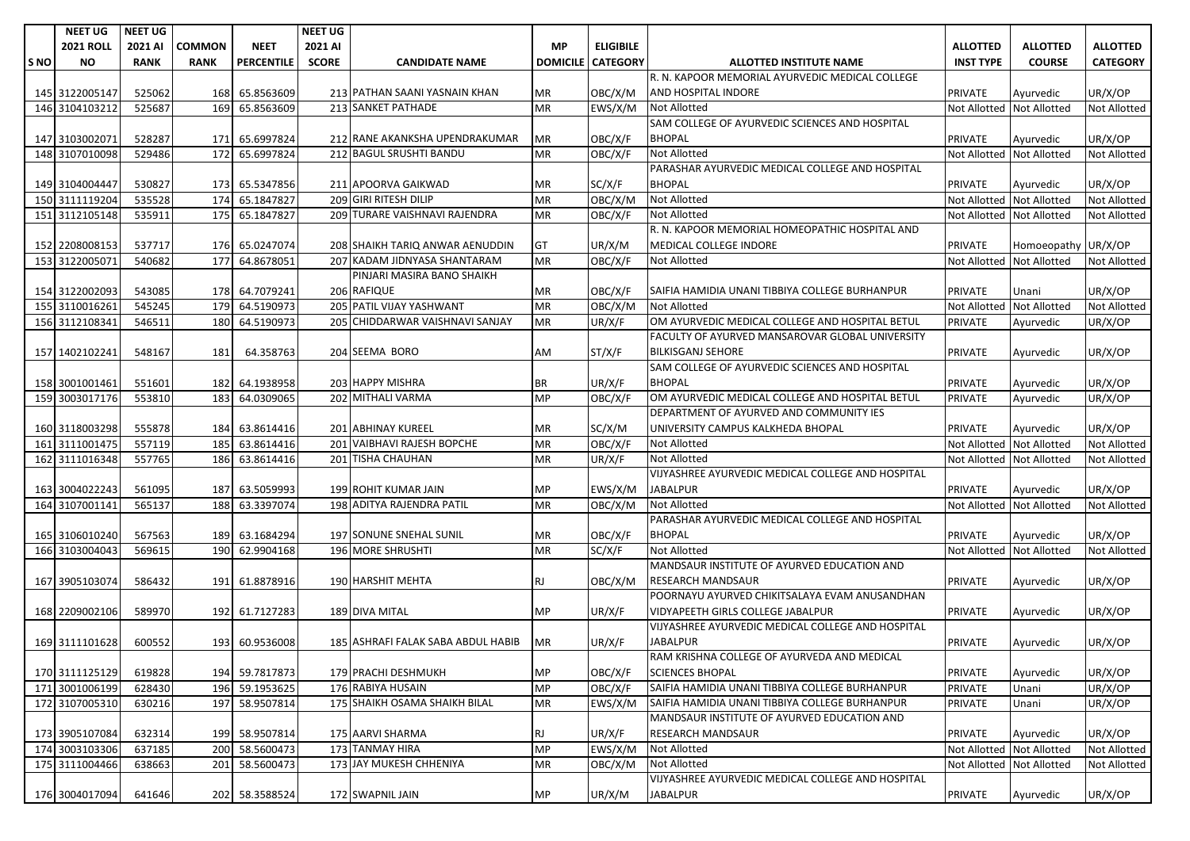| S NO | NEET UG 2021 ROLL NO | NEET UG 2021 AI RANK | COMMON RANK | NEET PERCENTILE | NEET UG 2021 AI SCORE | CANDIDATE NAME | MP DOMICILE | ELIGIBILE CATEGORY | ALLOTTED INSTITUTE NAME | ALLOTTED INST TYPE | ALLOTTED COURSE | ALLOTTED CATEGORY |
|---|---|---|---|---|---|---|---|---|---|---|---|---|
| 145 | 3122005147 | 525062 | 168 | 65.8563609 | 213 | PATHAN SAANI YASNAIN KHAN | MR | OBC/X/M | R. N. KAPOOR MEMORIAL AYURVEDIC MEDICAL COLLEGE AND HOSPITAL INDORE | PRIVATE | Ayurvedic | UR/X/OP |
| 146 | 3104103212 | 525687 | 169 | 65.8563609 | 213 | SANKET PATHADE | MR | EWS/X/M | Not Allotted | Not Allotted | Not Allotted | Not Allotted |
| 147 | 3103002071 | 528287 | 171 | 65.6997824 | 212 | RANE AKANKSHA UPENDRAKUMAR | MR | OBC/X/F | SAM COLLEGE OF AYURVEDIC SCIENCES AND HOSPITAL BHOPAL | PRIVATE | Ayurvedic | UR/X/OP |
| 148 | 3107010098 | 529486 | 172 | 65.6997824 | 212 | BAGUL SRUSHTI BANDU | MR | OBC/X/F | Not Allotted | Not Allotted | Not Allotted | Not Allotted |
| 149 | 3104004447 | 530827 | 173 | 65.5347856 | 211 | APOORVA GAIKWAD | MR | SC/X/F | PARASHAR AYURVEDIC MEDICAL COLLEGE AND HOSPITAL BHOPAL | PRIVATE | Ayurvedic | UR/X/OP |
| 150 | 3111119204 | 535528 | 174 | 65.1847827 | 209 | GIRI RITESH DILIP | MR | OBC/X/M | Not Allotted | Not Allotted | Not Allotted | Not Allotted |
| 151 | 3112105148 | 535911 | 175 | 65.1847827 | 209 | TURARE VAISHNAVI RAJENDRA | MR | OBC/X/F | Not Allotted | Not Allotted | Not Allotted | Not Allotted |
| 152 | 2208008153 | 537717 | 176 | 65.0247074 | 208 | SHAIKH TARIQ ANWAR AENUDDIN | GT | UR/X/M | R. N. KAPOOR MEMORIAL HOMEOPATHIC HOSPITAL AND MEDICAL COLLEGE INDORE | PRIVATE | Homoeopathy | UR/X/OP |
| 153 | 3122005071 | 540682 | 177 | 64.8678051 | 207 | KADAM JIDNYASA SHANTARAM | MR | OBC/X/F | Not Allotted | Not Allotted | Not Allotted | Not Allotted |
| 154 | 3122002093 | 543085 | 178 | 64.7079241 | 206 | PINJARI MASIRA BANO SHAIKH RAFIQUE | MR | OBC/X/F | SAIFIA HAMIDIA UNANI TIBBIYA COLLEGE BURHANPUR | PRIVATE | Unani | UR/X/OP |
| 155 | 3110016261 | 545245 | 179 | 64.5190973 | 205 | PATIL VIJAY YASHWANT | MR | OBC/X/M | Not Allotted | Not Allotted | Not Allotted | Not Allotted |
| 156 | 3112108341 | 546511 | 180 | 64.5190973 | 205 | CHIDDARWAR VAISHNAVI SANJAY | MR | UR/X/F | OM AYURVEDIC MEDICAL COLLEGE AND HOSPITAL BETUL | PRIVATE | Ayurvedic | UR/X/OP |
| 157 | 1402102241 | 548167 | 181 | 64.358763 | 204 | SEEMA BORO | AM | ST/X/F | FACULTY OF AYURVED MANSAROVAR GLOBAL UNIVERSITY BILKISGANJ SEHORE | PRIVATE | Ayurvedic | UR/X/OP |
| 158 | 3001001461 | 551601 | 182 | 64.1938958 | 203 | HAPPY MISHRA | BR | UR/X/F | SAM COLLEGE OF AYURVEDIC SCIENCES AND HOSPITAL BHOPAL | PRIVATE | Ayurvedic | UR/X/OP |
| 159 | 3003017176 | 553810 | 183 | 64.0309065 | 202 | MITHALI VARMA | MP | OBC/X/F | OM AYURVEDIC MEDICAL COLLEGE AND HOSPITAL BETUL | PRIVATE | Ayurvedic | UR/X/OP |
| 160 | 3118003298 | 555878 | 184 | 63.8614416 | 201 | ABHINAY KUREEL | MR | SC/X/M | DEPARTMENT OF AYURVED AND COMMUNITY IES UNIVERSITY CAMPUS KALKHEDA BHOPAL | PRIVATE | Ayurvedic | UR/X/OP |
| 161 | 3111001475 | 557119 | 185 | 63.8614416 | 201 | VAIBHAVI RAJESH BOPCHE | MR | OBC/X/F | Not Allotted | Not Allotted | Not Allotted | Not Allotted |
| 162 | 3111016348 | 557765 | 186 | 63.8614416 | 201 | TISHA CHAUHAN | MR | UR/X/F | Not Allotted | Not Allotted | Not Allotted | Not Allotted |
| 163 | 3004022243 | 561095 | 187 | 63.5059993 | 199 | ROHIT KUMAR JAIN | MP | EWS/X/M | VIJYASHREE AYURVEDIC MEDICAL COLLEGE AND HOSPITAL JABALPUR | PRIVATE | Ayurvedic | UR/X/OP |
| 164 | 3107001141 | 565137 | 188 | 63.3397074 | 198 | ADITYA RAJENDRA PATIL | MR | OBC/X/M | Not Allotted | Not Allotted | Not Allotted | Not Allotted |
| 165 | 3106010240 | 567563 | 189 | 63.1684294 | 197 | SONUNE SNEHAL SUNIL | MR | OBC/X/F | PARASHAR AYURVEDIC MEDICAL COLLEGE AND HOSPITAL BHOPAL | PRIVATE | Ayurvedic | UR/X/OP |
| 166 | 3103004043 | 569615 | 190 | 62.9904168 | 196 | MORE SHRUSHTI | MR | SC/X/F | Not Allotted | Not Allotted | Not Allotted | Not Allotted |
| 167 | 3905103074 | 586432 | 191 | 61.8878916 | 190 | HARSHIT MEHTA | RJ | OBC/X/M | MANDSAUR INSTITUTE OF AYURVED EDUCATION AND RESEARCH MANDSAUR | PRIVATE | Ayurvedic | UR/X/OP |
| 168 | 2209002106 | 589970 | 192 | 61.7127283 | 189 | DIVA MITAL | MP | UR/X/F | POORNAYU AYURVED CHIKITSALAYA EVAM ANUSANDHAN VIDYAPEETH GIRLS COLLEGE JABALPUR | PRIVATE | Ayurvedic | UR/X/OP |
| 169 | 3111101628 | 600552 | 193 | 60.9536008 | 185 | ASHRAFI FALAK SABA ABDUL HABIB | MR | UR/X/F | VIJYASHREE AYURVEDIC MEDICAL COLLEGE AND HOSPITAL JABALPUR | PRIVATE | Ayurvedic | UR/X/OP |
| 170 | 3111125129 | 619828 | 194 | 59.7817873 | 179 | PRACHI DESHMUKH | MP | OBC/X/F | RAM KRISHNA COLLEGE OF AYURVEDA AND MEDICAL SCIENCES BHOPAL | PRIVATE | Ayurvedic | UR/X/OP |
| 171 | 3001006199 | 628430 | 196 | 59.1953625 | 176 | RABIYA HUSAIN | MP | OBC/X/F | SAIFIA HAMIDIA UNANI TIBBIYA COLLEGE BURHANPUR | PRIVATE | Unani | UR/X/OP |
| 172 | 3107005310 | 630216 | 197 | 58.9507814 | 175 | SHAIKH OSAMA SHAIKH BILAL | MR | EWS/X/M | SAIFIA HAMIDIA UNANI TIBBIYA COLLEGE BURHANPUR | PRIVATE | Unani | UR/X/OP |
| 173 | 3905107084 | 632314 | 199 | 58.9507814 | 175 | AARVI SHARMA | RJ | UR/X/F | MANDSAUR INSTITUTE OF AYURVED EDUCATION AND RESEARCH MANDSAUR | PRIVATE | Ayurvedic | UR/X/OP |
| 174 | 3003103306 | 637185 | 200 | 58.5600473 | 173 | TANMAY HIRA | MP | EWS/X/M | Not Allotted | Not Allotted | Not Allotted | Not Allotted |
| 175 | 3111004466 | 638663 | 201 | 58.5600473 | 173 | JAY MUKESH CHHENIYA | MR | OBC/X/M | Not Allotted | Not Allotted | Not Allotted | Not Allotted |
| 176 | 3004017094 | 641646 | 202 | 58.3588524 | 172 | SWAPNIL JAIN | MP | UR/X/M | VIJYASHREE AYURVEDIC MEDICAL COLLEGE AND HOSPITAL JABALPUR | PRIVATE | Ayurvedic | UR/X/OP |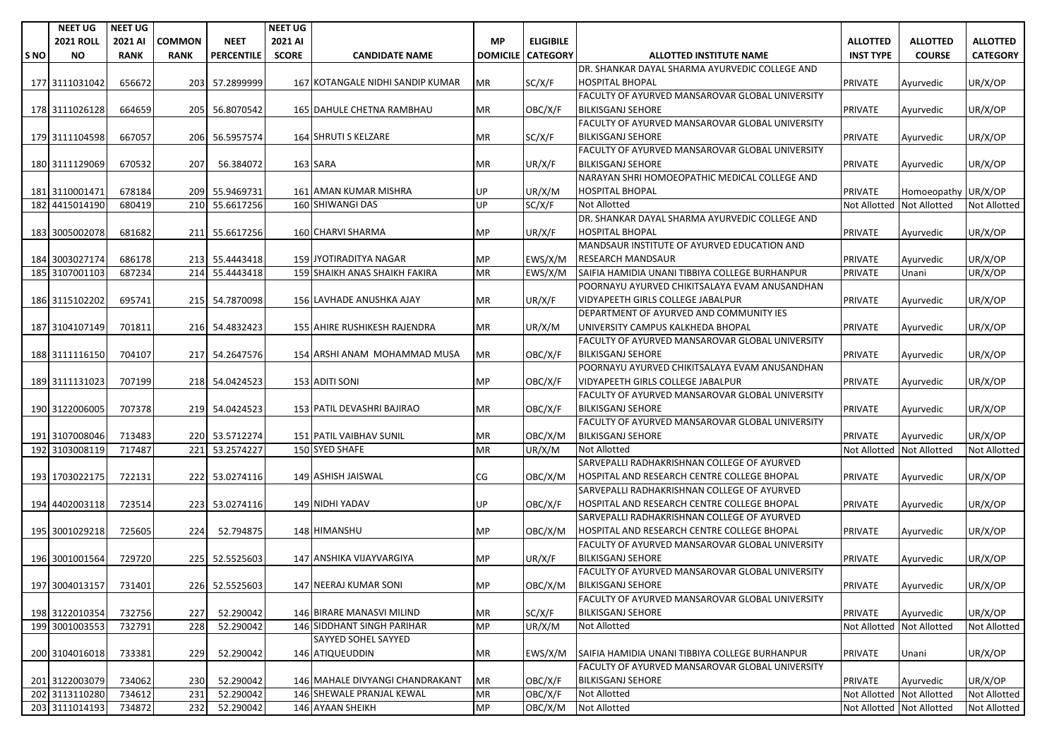| S NO | NEET UG 2021 ROLL NO | NEET UG 2021 AI RANK | COMMON RANK | NEET PERCENTILE | NEET UG 2021 AI SCORE | CANDIDATE NAME | MP DOMICILE | ELIGIBILE CATEGORY | ALLOTTED INSTITUTE NAME | ALLOTTED INST TYPE | ALLOTTED COURSE | ALLOTTED CATEGORY |
|---|---|---|---|---|---|---|---|---|---|---|---|---|
| 177 | 3111031042 | 656672 | 203 | 57.2899999 | 167 | KOTANGALE NIDHI SANDIP KUMAR | MR | SC/X/F | DR. SHANKAR DAYAL SHARMA AYURVEDIC COLLEGE AND HOSPITAL BHOPAL | PRIVATE | Ayurvedic | UR/X/OP |
| 178 | 3111026128 | 664659 | 205 | 56.8070542 | 165 | DAHULE CHETNA RAMBHAU | MR | OBC/X/F | FACULTY OF AYURVED MANSAROVAR GLOBAL UNIVERSITY BILKISGANJ SEHORE | PRIVATE | Ayurvedic | UR/X/OP |
| 179 | 3111104598 | 667057 | 206 | 56.5957574 | 164 | SHRUTI S KELZARE | MR | SC/X/F | FACULTY OF AYURVED MANSAROVAR GLOBAL UNIVERSITY BILKISGANJ SEHORE | PRIVATE | Ayurvedic | UR/X/OP |
| 180 | 3111129069 | 670532 | 207 | 56.384072 | 163 | SARA | MR | UR/X/F | FACULTY OF AYURVED MANSAROVAR GLOBAL UNIVERSITY BILKISGANJ SEHORE | PRIVATE | Ayurvedic | UR/X/OP |
| 181 | 3110001471 | 678184 | 209 | 55.9469731 | 161 | AMAN KUMAR MISHRA | UP | UR/X/M | NARAYAN SHRI HOMOEOPATHIC MEDICAL COLLEGE AND HOSPITAL BHOPAL | PRIVATE | Homoeopathy | UR/X/OP |
| 182 | 4415014190 | 680419 | 210 | 55.6617256 | 160 | SHIWANGI DAS | UP | SC/X/F | Not Allotted | Not Allotted | Not Allotted | Not Allotted |
| 183 | 3005002078 | 681682 | 211 | 55.6617256 | 160 | CHARVI SHARMA | MP | UR/X/F | DR. SHANKAR DAYAL SHARMA AYURVEDIC COLLEGE AND HOSPITAL BHOPAL | PRIVATE | Ayurvedic | UR/X/OP |
| 184 | 3003027174 | 686178 | 213 | 55.4443418 | 159 | JYOTIRADITYA NAGAR | MP | EWS/X/M | MANDSAUR INSTITUTE OF AYURVED EDUCATION AND RESEARCH MANDSAUR | PRIVATE | Ayurvedic | UR/X/OP |
| 185 | 3107001103 | 687234 | 214 | 55.4443418 | 159 | SHAIKH ANAS SHAIKH FAKIRA | MR | EWS/X/M | SAIFIA HAMIDIA UNANI TIBBIYA COLLEGE BURHANPUR | PRIVATE | Unani | UR/X/OP |
| 186 | 3115102202 | 695741 | 215 | 54.7870098 | 156 | LAVHADE ANUSHKA AJAY | MR | UR/X/F | POORNAYU AYURVED CHIKITSALAYA EVAM ANUSANDHAN VIDYAPEETH GIRLS COLLEGE JABALPUR | PRIVATE | Ayurvedic | UR/X/OP |
| 187 | 3104107149 | 701811 | 216 | 54.4832423 | 155 | AHIRE RUSHIKESH RAJENDRA | MR | UR/X/M | DEPARTMENT OF AYURVED AND COMMUNITY IES UNIVERSITY CAMPUS KALKHEDA BHOPAL | PRIVATE | Ayurvedic | UR/X/OP |
| 188 | 3111116150 | 704107 | 217 | 54.2647576 | 154 | ARSHI ANAM MOHAMMAD MUSA | MR | OBC/X/F | FACULTY OF AYURVED MANSAROVAR GLOBAL UNIVERSITY BILKISGANJ SEHORE | PRIVATE | Ayurvedic | UR/X/OP |
| 189 | 3111131023 | 707199 | 218 | 54.0424523 | 153 | ADITI SONI | MP | OBC/X/F | POORNAYU AYURVED CHIKITSALAYA EVAM ANUSANDHAN VIDYAPEETH GIRLS COLLEGE JABALPUR | PRIVATE | Ayurvedic | UR/X/OP |
| 190 | 3122006005 | 707378 | 219 | 54.0424523 | 153 | PATIL DEVASHRI BAJIRAO | MR | OBC/X/F | FACULTY OF AYURVED MANSAROVAR GLOBAL UNIVERSITY BILKISGANJ SEHORE | PRIVATE | Ayurvedic | UR/X/OP |
| 191 | 3107008046 | 713483 | 220 | 53.5712274 | 151 | PATIL VAIBHAV SUNIL | MR | OBC/X/M | FACULTY OF AYURVED MANSAROVAR GLOBAL UNIVERSITY BILKISGANJ SEHORE | PRIVATE | Ayurvedic | UR/X/OP |
| 192 | 3103008119 | 717487 | 221 | 53.2574227 | 150 | SYED SHAFE | MR | UR/X/M | Not Allotted | Not Allotted | Not Allotted | Not Allotted |
| 193 | 1703022175 | 722131 | 222 | 53.0274116 | 149 | ASHISH JAISWAL | CG | OBC/X/M | SARVEPALLI RADHAKRISHNAN COLLEGE OF AYURVED HOSPITAL AND RESEARCH CENTRE COLLEGE BHOPAL | PRIVATE | Ayurvedic | UR/X/OP |
| 194 | 4402003118 | 723514 | 223 | 53.0274116 | 149 | NIDHI YADAV | UP | OBC/X/F | SARVEPALLI RADHAKRISHNAN COLLEGE OF AYURVED HOSPITAL AND RESEARCH CENTRE COLLEGE BHOPAL | PRIVATE | Ayurvedic | UR/X/OP |
| 195 | 3001029218 | 725605 | 224 | 52.794875 | 148 | HIMANSHU | MP | OBC/X/M | SARVEPALLI RADHAKRISHNAN COLLEGE OF AYURVED HOSPITAL AND RESEARCH CENTRE COLLEGE BHOPAL | PRIVATE | Ayurvedic | UR/X/OP |
| 196 | 3001001564 | 729720 | 225 | 52.5525603 | 147 | ANSHIKA VIJAYVARGIYA | MP | UR/X/F | FACULTY OF AYURVED MANSAROVAR GLOBAL UNIVERSITY BILKISGANJ SEHORE | PRIVATE | Ayurvedic | UR/X/OP |
| 197 | 3004013157 | 731401 | 226 | 52.5525603 | 147 | NEERAJ KUMAR SONI | MP | OBC/X/M | FACULTY OF AYURVED MANSAROVAR GLOBAL UNIVERSITY BILKISGANJ SEHORE | PRIVATE | Ayurvedic | UR/X/OP |
| 198 | 3122010354 | 732756 | 227 | 52.290042 | 146 | BIRARE MANASVI MILIND | MR | SC/X/F | FACULTY OF AYURVED MANSAROVAR GLOBAL UNIVERSITY BILKISGANJ SEHORE | PRIVATE | Ayurvedic | UR/X/OP |
| 199 | 3001003553 | 732791 | 228 | 52.290042 | 146 | SIDDHANT SINGH PARIHAR | MP | UR/X/M | Not Allotted | Not Allotted | Not Allotted | Not Allotted |
| 200 | 3104016018 | 733381 | 229 | 52.290042 | 146 | SAYYED SOHEL SAYYED ATIQUEUDDIN | MR | EWS/X/M | SAIFIA HAMIDIA UNANI TIBBIYA COLLEGE BURHANPUR | PRIVATE | Unani | UR/X/OP |
| 201 | 3122003079 | 734062 | 230 | 52.290042 | 146 | MAHALE DIVYANGI CHANDRAKANT | MR | OBC/X/F | FACULTY OF AYURVED MANSAROVAR GLOBAL UNIVERSITY BILKISGANJ SEHORE | PRIVATE | Ayurvedic | UR/X/OP |
| 202 | 3113110280 | 734612 | 231 | 52.290042 | 146 | SHEWALE PRANJAL KEWAL | MR | OBC/X/F | Not Allotted | Not Allotted | Not Allotted | Not Allotted |
| 203 | 3111014193 | 734872 | 232 | 52.290042 | 146 | AYAAN SHEIKH | MP | OBC/X/M | Not Allotted | Not Allotted | Not Allotted | Not Allotted |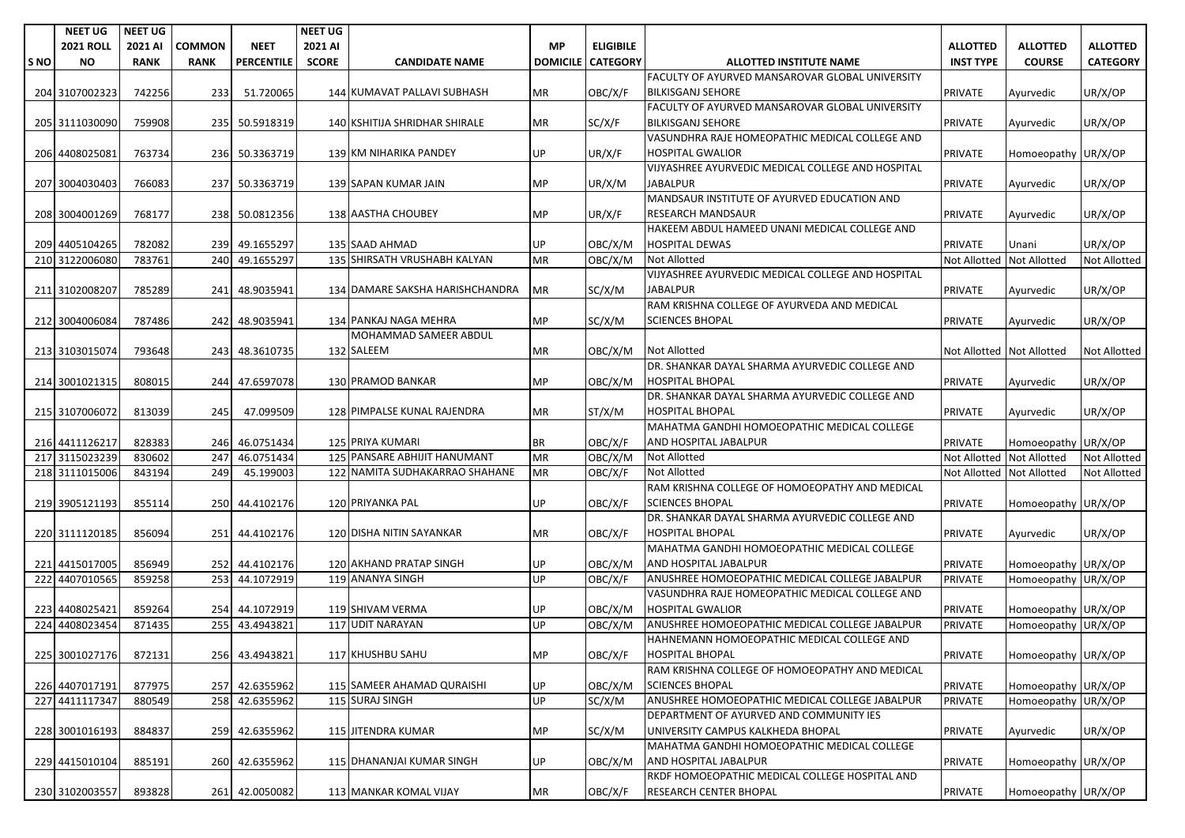| S NO | NEET UG 2021 ROLL NO | NEET UG 2021 AI RANK | COMMON RANK | NEET PERCENTILE | NEET UG 2021 AI SCORE | CANDIDATE NAME | MP DOMICILE | ELIGIBILE CATEGORY | ALLOTTED INSTITUTE NAME | ALLOTTED INST TYPE | ALLOTTED COURSE | ALLOTTED CATEGORY |
|---|---|---|---|---|---|---|---|---|---|---|---|---|
| 204 | 3107002323 | 742256 | 233 | 51.720065 | 144 | KUMAVAT PALLAVI SUBHASH | MR | OBC/X/F | FACULTY OF AYURVED MANSAROVAR GLOBAL UNIVERSITY BILKISGANJ SEHORE | PRIVATE | Ayurvedic | UR/X/OP |
| 205 | 3111030090 | 759908 | 235 | 50.5918319 | 140 | KSHITIJA SHRIDHAR SHIRALE | MR | SC/X/F | FACULTY OF AYURVED MANSAROVAR GLOBAL UNIVERSITY BILKISGANJ SEHORE | PRIVATE | Ayurvedic | UR/X/OP |
| 206 | 4408025081 | 763734 | 236 | 50.3363719 | 139 | KM NIHARIKA PANDEY | UP | UR/X/F | VASUNDHRA RAJE HOMEOPATHIC MEDICAL COLLEGE AND HOSPITAL GWALIOR | PRIVATE | Homoeopathy | UR/X/OP |
| 207 | 3004030403 | 766083 | 237 | 50.3363719 | 139 | SAPAN KUMAR JAIN | MP | UR/X/M | VIJYASHREE AYURVEDIC MEDICAL COLLEGE AND HOSPITAL JABALPUR | PRIVATE | Ayurvedic | UR/X/OP |
| 208 | 3004001269 | 768177 | 238 | 50.0812356 | 138 | AASTHA CHOUBEY | MP | UR/X/F | MANDSAUR INSTITUTE OF AYURVED EDUCATION AND RESEARCH MANDSAUR | PRIVATE | Ayurvedic | UR/X/OP |
| 209 | 4405104265 | 782082 | 239 | 49.1655297 | 135 | SAAD AHMAD | UP | OBC/X/M | HAKEEM ABDUL HAMEED UNANI MEDICAL COLLEGE AND HOSPITAL DEWAS | PRIVATE | Unani | UR/X/OP |
| 210 | 3122006080 | 783761 | 240 | 49.1655297 | 135 | SHIRSATH VRUSHABH KALYAN | MR | OBC/X/M | Not Allotted | Not Allotted | Not Allotted | Not Allotted |
| 211 | 3102008207 | 785289 | 241 | 48.9035941 | 134 | DAMARE SAKSHA HARISHCHANDRA | MR | SC/X/M | VIJYASHREE AYURVEDIC MEDICAL COLLEGE AND HOSPITAL JABALPUR | PRIVATE | Ayurvedic | UR/X/OP |
| 212 | 3004006084 | 787486 | 242 | 48.9035941 | 134 | PANKAJ NAGA MEHRA | MP | SC/X/M | RAM KRISHNA COLLEGE OF AYURVEDA AND MEDICAL SCIENCES BHOPAL | PRIVATE | Ayurvedic | UR/X/OP |
| 213 | 3103015074 | 793648 | 243 | 48.3610735 | 132 | MOHAMMAD SAMEER ABDUL SALEEM | MR | OBC/X/M | Not Allotted | Not Allotted | Not Allotted | Not Allotted |
| 214 | 3001021315 | 808015 | 244 | 47.6597078 | 130 | PRAMOD BANKAR | MP | OBC/X/M | DR. SHANKAR DAYAL SHARMA AYURVEDIC COLLEGE AND HOSPITAL BHOPAL | PRIVATE | Ayurvedic | UR/X/OP |
| 215 | 3107006072 | 813039 | 245 | 47.099509 | 128 | PIMPALSE KUNAL RAJENDRA | MR | ST/X/M | DR. SHANKAR DAYAL SHARMA AYURVEDIC COLLEGE AND HOSPITAL BHOPAL | PRIVATE | Ayurvedic | UR/X/OP |
| 216 | 4411126217 | 828383 | 246 | 46.0751434 | 125 | PRIYA KUMARI | BR | OBC/X/F | MAHATMA GANDHI HOMOEOPATHIC MEDICAL COLLEGE AND HOSPITAL JABALPUR | PRIVATE | Homoeopathy | UR/X/OP |
| 217 | 3115023239 | 830602 | 247 | 46.0751434 | 125 | PANSARE ABHIJIT HANUMANT | MR | OBC/X/M | Not Allotted | Not Allotted | Not Allotted | Not Allotted |
| 218 | 3111015006 | 843194 | 249 | 45.199003 | 122 | NAMITA SUDHAKARRAO SHAHANE | MR | OBC/X/F | Not Allotted | Not Allotted | Not Allotted | Not Allotted |
| 219 | 3905121193 | 855114 | 250 | 44.4102176 | 120 | PRIYANKA PAL | UP | OBC/X/F | RAM KRISHNA COLLEGE OF HOMOEOPATHY AND MEDICAL SCIENCES BHOPAL | PRIVATE | Homoeopathy | UR/X/OP |
| 220 | 3111120185 | 856094 | 251 | 44.4102176 | 120 | DISHA NITIN SAYANKAR | MR | OBC/X/F | DR. SHANKAR DAYAL SHARMA AYURVEDIC COLLEGE AND HOSPITAL BHOPAL | PRIVATE | Ayurvedic | UR/X/OP |
| 221 | 4415017005 | 856949 | 252 | 44.4102176 | 120 | AKHAND PRATAP SINGH | UP | OBC/X/M | MAHATMA GANDHI HOMOEOPATHIC MEDICAL COLLEGE AND HOSPITAL JABALPUR | PRIVATE | Homoeopathy | UR/X/OP |
| 222 | 4407010565 | 859258 | 253 | 44.1072919 | 119 | ANANYA SINGH | UP | OBC/X/F | ANUSHREE HOMOEOPATHIC MEDICAL COLLEGE JABALPUR | PRIVATE | Homoeopathy | UR/X/OP |
| 223 | 4408025421 | 859264 | 254 | 44.1072919 | 119 | SHIVAM VERMA | UP | OBC/X/M | VASUNDHRA RAJE HOMEOPATHIC MEDICAL COLLEGE AND HOSPITAL GWALIOR | PRIVATE | Homoeopathy | UR/X/OP |
| 224 | 4408023454 | 871435 | 255 | 43.4943821 | 117 | UDIT NARAYAN | UP | OBC/X/M | ANUSHREE HOMOEOPATHIC MEDICAL COLLEGE JABALPUR | PRIVATE | Homoeopathy | UR/X/OP |
| 225 | 3001027176 | 872131 | 256 | 43.4943821 | 117 | KHUSHBU SAHU | MP | OBC/X/F | HAHNEMANN HOMOEOPATHIC MEDICAL COLLEGE AND HOSPITAL BHOPAL | PRIVATE | Homoeopathy | UR/X/OP |
| 226 | 4407017191 | 877975 | 257 | 42.6355962 | 115 | SAMEER AHAMAD QURAISHI | UP | OBC/X/M | RAM KRISHNA COLLEGE OF HOMOEOPATHY AND MEDICAL SCIENCES BHOPAL | PRIVATE | Homoeopathy | UR/X/OP |
| 227 | 4411117347 | 880549 | 258 | 42.6355962 | 115 | SURAJ SINGH | UP | SC/X/M | ANUSHREE HOMOEOPATHIC MEDICAL COLLEGE JABALPUR | PRIVATE | Homoeopathy | UR/X/OP |
| 228 | 3001016193 | 884837 | 259 | 42.6355962 | 115 | JITENDRA KUMAR | MP | SC/X/M | DEPARTMENT OF AYURVED AND COMMUNITY IES UNIVERSITY CAMPUS KALKHEDA BHOPAL | PRIVATE | Ayurvedic | UR/X/OP |
| 229 | 4415010104 | 885191 | 260 | 42.6355962 | 115 | DHANANJAI KUMAR SINGH | UP | OBC/X/M | MAHATMA GANDHI HOMOEOPATHIC MEDICAL COLLEGE AND HOSPITAL JABALPUR | PRIVATE | Homoeopathy | UR/X/OP |
| 230 | 3102003557 | 893828 | 261 | 42.0050082 | 113 | MANKAR KOMAL VIJAY | MR | OBC/X/F | RKDF HOMOEOPATHIC MEDICAL COLLEGE HOSPITAL AND RESEARCH CENTER BHOPAL | PRIVATE | Homoeopathy | UR/X/OP |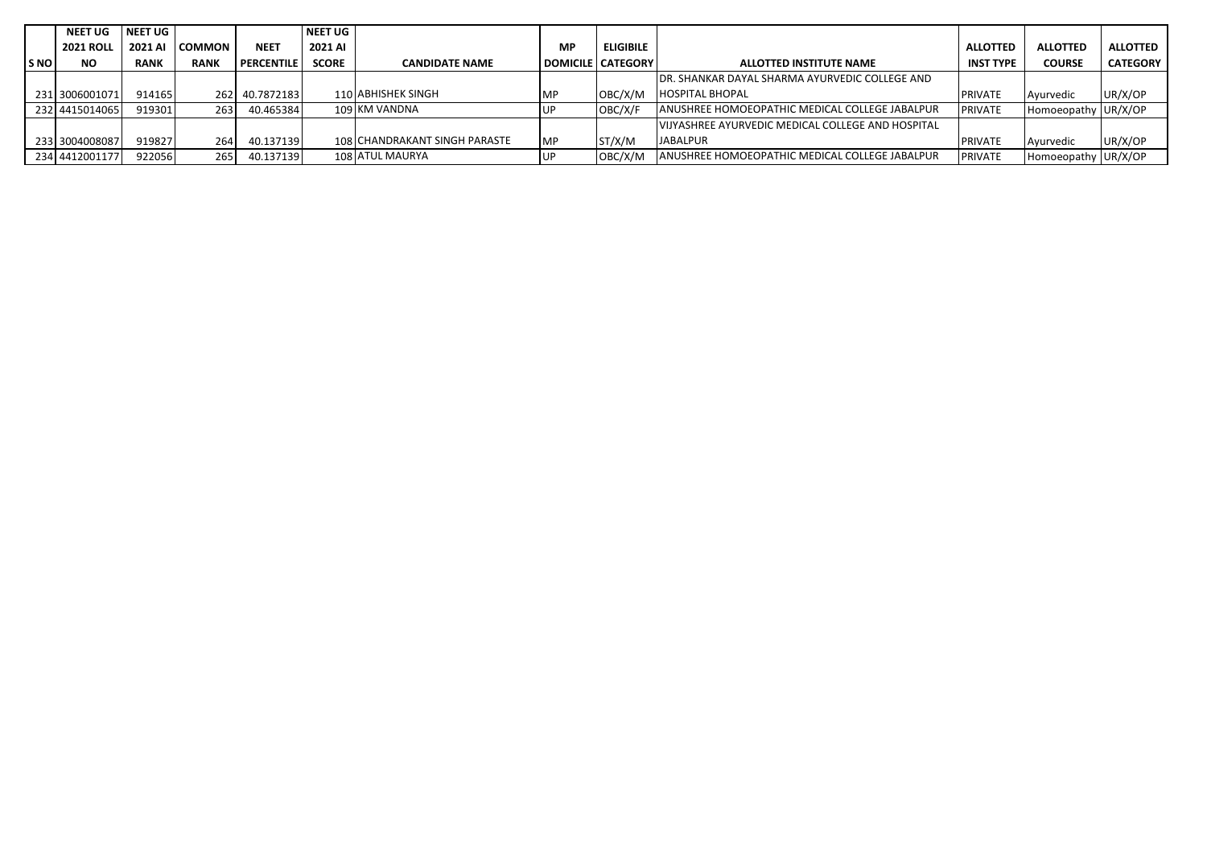| S NO | NEET UG 2021 ROLL NO | NEET UG 2021 AI RANK | COMMON RANK | NEET PERCENTILE | NEET UG 2021 AI SCORE | CANDIDATE NAME | MP DOMICILE | ELIGIBILE CATEGORY | ALLOTTED INSTITUTE NAME | ALLOTTED INST TYPE | ALLOTTED COURSE | ALLOTTED CATEGORY |
|---|---|---|---|---|---|---|---|---|---|---|---|---|
| 231 | 3006001071 | 914165 | 262 | 40.7872183 | 110 | ABHISHEK SINGH | MP | OBC/X/M | DR. SHANKAR DAYAL SHARMA AYURVEDIC COLLEGE AND HOSPITAL BHOPAL | PRIVATE | Ayurvedic | UR/X/OP |
| 232 | 4415014065 | 919301 | 263 | 40.465384 | 109 | KM VANDNA | UP | OBC/X/F | ANUSHREE HOMOEOPATHIC MEDICAL COLLEGE JABALPUR | PRIVATE | Homoeopathy | UR/X/OP |
| 233 | 3004008087 | 919827 | 264 | 40.137139 | 108 | CHANDRAKANT SINGH PARASTE | MP | ST/X/M | VIJYASHREE AYURVEDIC MEDICAL COLLEGE AND HOSPITAL JABALPUR | PRIVATE | Ayurvedic | UR/X/OP |
| 234 | 4412001177 | 922056 | 265 | 40.137139 | 108 | ATUL MAURYA | UP | OBC/X/M | ANUSHREE HOMOEOPATHIC MEDICAL COLLEGE JABALPUR | PRIVATE | Homoeopathy | UR/X/OP |